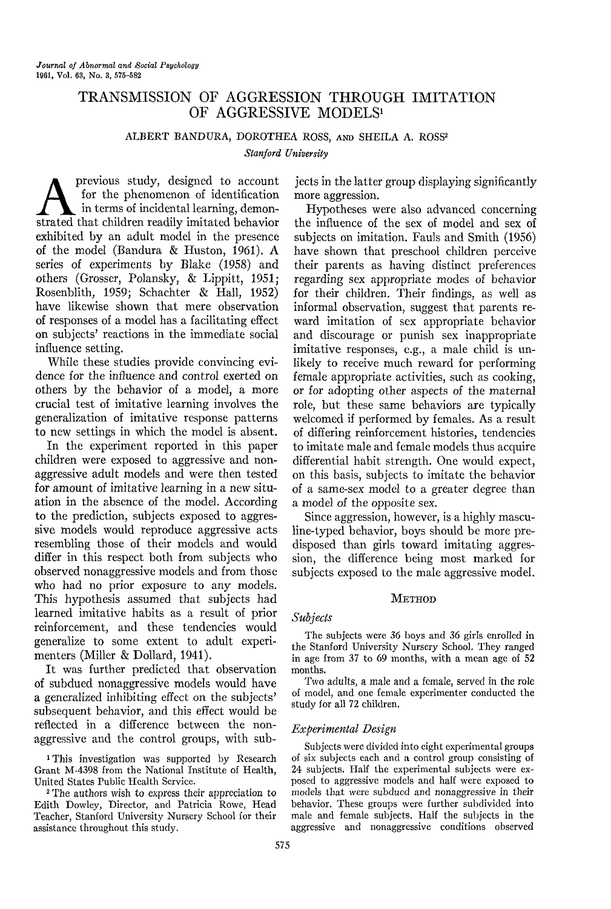# TRANSMISSION OF AGGRESSION THROUGH IMITATION OF AGGRESSIVE MODELS[1]

ALBERT BANDURA, DOROTHEA ROSS, AND SHEILA A. ROSS[2]

*Stanford University*

A previous study, designed to account for the phenomenon of identification in terms of incidental learning, demonstrated that children readily imitated behavior exhibited by an adult model in the presence of the model (Bandura & Huston, 1961). A series of experiments by Blake (1958) and others (Grosser, Polansky, & Lippitt, 1951; Rosenblith, 1959; Schachter & Hall, 1952) have likewise shown that mere observation of responses of a model has a facilitating effect on subjects' reactions in the immediate social influence setting.

While these studies provide convincing evidence for the influence and control exerted on others by the behavior of a model, a more crucial test of imitative learning involves the generalization of imitative response patterns to new settings in which the model is absent.

In the experiment reported in this paper children were exposed to aggressive and nonaggressive adult models and were then tested for amount of imitative learning in a new situation in the absence of the model. According to the prediction, subjects exposed to aggressive models would reproduce aggressive acts resembling those of their models and would differ in this respect both from subjects who observed nonaggressive models and from those who had no prior exposure to any models. This hypothesis assumed that subjects had learned imitative habits as a result of prior reinforcement, and these tendencies would generalize to some extent to adult experimenters (Miller & Dollard, 1941).

It was further predicted that observation of subdued nonaggressive models would have a generalized inhibiting effect on the subjects' subsequent behavior, and this effect would be reflected in a difference between the nonaggressive and the control groups, with subjects in the latter group displaying significantly more aggression.

Hypotheses were also advanced concerning the influence of the sex of model and sex of subjects on imitation. Fauls and Smith (1956) have shown that preschool children perceive their parents as having distinct preferences regarding sex appropriate modes of behavior for their children. Their findings, as well as informal observation, suggest that parents reward imitation of sex appropriate behavior and discourage or punish sex inappropriate imitative responses, e.g., a male child is unlikely to receive much reward for performing female appropriate activities, such as cooking, or for adopting other aspects of the maternal role, but these same behaviors are typically welcomed if performed by females. As a result of differing reinforcement histories, tendencies to imitate male and female models thus acquire differential habit strength. One would expect, on this basis, subjects to imitate the behavior of a same-sex model to a greater degree than a model of the opposite sex.

Since aggression, however, is a highly masculine-typed behavior, boys should be more predisposed than girls toward imitating aggression, the difference being most marked for subjects exposed to the male aggressive model.

## METHOD

### *Subjects*

The subjects were 36 boys and 36 girls enrolled in the Stanford University Nursery School. They ranged in age from 37 to 69 months, with a mean age of 52 months.

Two adults, a male and a female, served in the role of model, and one female experimenter conducted the study for all 72 children.

### *Experimental Design*

Subjects were divided into eight experimental groups of six subjects each and a control group consisting of 24 subjects. Half the experimental subjects were exposed to aggressive models and half were exposed to models that were subdued and nonaggressive in their behavior. These groups were further subdivided into male and female subjects. Half the subjects in the aggressive and nonaggressive conditions observed

---

[1] This investigation was supported by Research Grant M-4398 from the National Institute of Health, United States Public Health Service.

[2] The authors wish to express their appreciation to Edith Dowley, Director, and Patricia Rowe, Head Teacher, Stanford University Nursery School for their assistance throughout this study.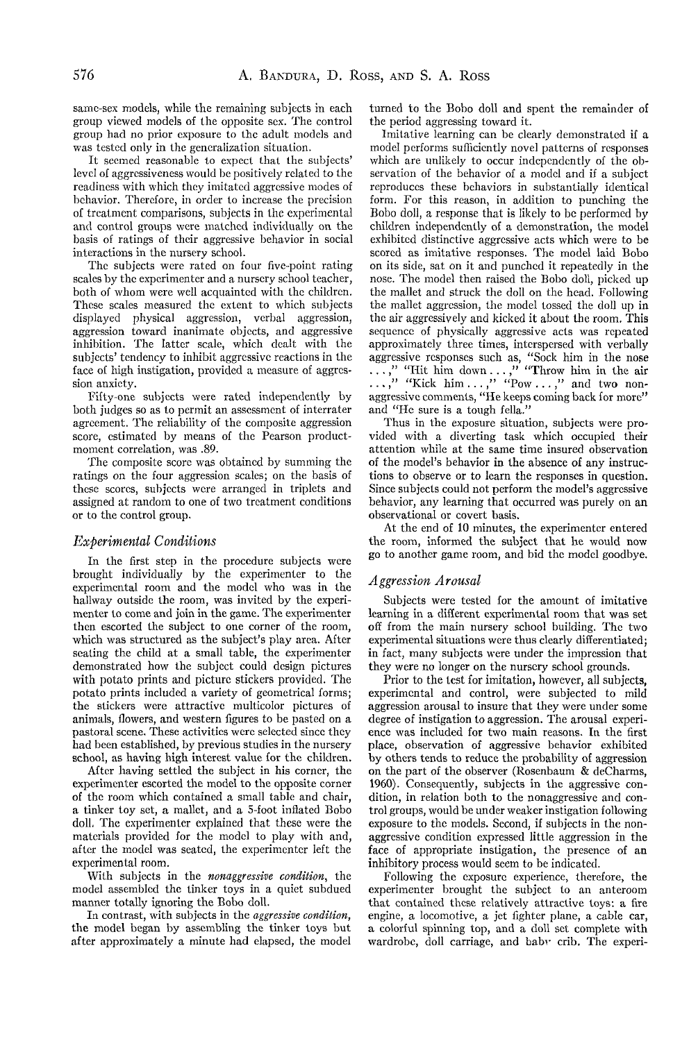same-sex models, while the remaining subjects in each group viewed models of the opposite sex. The control group had no prior exposure to the adult models and was tested only in the generalization situation.

It seemed reasonable to expect that the subjects' level of aggressiveness would be positively related to the readiness with which they imitated aggressive modes of behavior. Therefore, in order to increase the precision of treatment comparisons, subjects in the experimental and control groups were matched individually on the basis of ratings of their aggressive behavior in social interactions in the nursery school.

The subjects were rated on four five-point rating scales by the experimenter and a nursery school teacher, both of whom were well acquainted with the children. These scales measured the extent to which subjects displayed physical aggression, verbal aggression, aggression toward inanimate objects, and aggressive inhibition. The latter scale, which dealt with the subjects' tendency to inhibit aggressive reactions in the face of high instigation, provided a measure of aggression anxiety.

Fifty-one subjects were rated independently by both judges so as to permit an assessment of interrater agreement. The reliability of the composite aggression score, estimated by means of the Pearson product-moment correlation, was .89.

The composite score was obtained by summing the ratings on the four aggression scales; on the basis of these scores, subjects were arranged in triplets and assigned at random to one of two treatment conditions or to the control group.

## *Experimental Conditions*

In the first step in the procedure subjects were brought individually by the experimenter to the experimental room and the model who was in the hallway outside the room, was invited by the experimenter to come and join in the game. The experimenter then escorted the subject to one corner of the room, which was structured as the subject's play area. After seating the child at a small table, the experimenter demonstrated how the subject could design pictures with potato prints and picture stickers provided. The potato prints included a variety of geometrical forms; the stickers were attractive multicolor pictures of animals, flowers, and western figures to be pasted on a pastoral scene. These activities were selected since they had been established, by previous studies in the nursery school, as having high interest value for the children.

After having settled the subject in his corner, the experimenter escorted the model to the opposite corner of the room which contained a small table and chair, a tinker toy set, a mallet, and a 5-foot inflated Bobo doll. The experimenter explained that these were the materials provided for the model to play with and, after the model was seated, the experimenter left the experimental room.

With subjects in the *nonaggressive condition*, the model assembled the tinker toys in a quiet subdued manner totally ignoring the Bobo doll.

In contrast, with subjects in the *aggressive condition*, the model began by assembling the tinker toys but after approximately a minute had elapsed, the model turned to the Bobo doll and spent the remainder of the period aggressing toward it.

Imitative learning can be clearly demonstrated if a model performs sufficiently novel patterns of responses which are unlikely to occur independently of the observation of the behavior of a model and if a subject reproduces these behaviors in substantially identical form. For this reason, in addition to punching the Bobo doll, a response that is likely to be performed by children independently of a demonstration, the model exhibited distinctive aggressive acts which were to be scored as imitative responses. The model laid Bobo on its side, sat on it and punched it repeatedly in the nose. The model then raised the Bobo doll, picked up the mallet and struck the doll on the head. Following the mallet aggression, the model tossed the doll up in the air aggressively and kicked it about the room. This sequence of physically aggressive acts was repeated approximately three times, interspersed with verbally aggressive responses such as, "Sock him in the nose . . . ," "Hit him down . . . ," "Throw him in the air . . . ," "Kick him . . . ," "Pow . . . ," and two nonaggressive comments, "He keeps coming back for more" and "He sure is a tough fella."

Thus in the exposure situation, subjects were provided with a diverting task which occupied their attention while at the same time insured observation of the model's behavior in the absence of any instructions to observe or to learn the responses in question. Since subjects could not perform the model's aggressive behavior, any learning that occurred was purely on an observational or covert basis.

At the end of 10 minutes, the experimenter entered the room, informed the subject that he would now go to another game room, and bid the model goodbye.

## *Aggression Arousal*

Subjects were tested for the amount of imitative learning in a different experimental room that was set off from the main nursery school building. The two experimental situations were thus clearly differentiated; in fact, many subjects were under the impression that they were no longer on the nursery school grounds.

Prior to the test for imitation, however, all subjects, experimental and control, were subjected to mild aggression arousal to insure that they were under some degree of instigation to aggression. The arousal experience was included for two main reasons. In the first place, observation of aggressive behavior exhibited by others tends to reduce the probability of aggression on the part of the observer (Rosenbaum & deCharms, 1960). Consequently, subjects in the aggressive condition, in relation both to the nonaggressive and control groups, would be under weaker instigation following exposure to the models. Second, if subjects in the nonaggressive condition expressed little aggression in the face of appropriate instigation, the presence of an inhibitory process would seem to be indicated.

Following the exposure experience, therefore, the experimenter brought the subject to an anteroom that contained these relatively attractive toys: a fire engine, a locomotive, a jet fighter plane, a cable car, a colorful spinning top, and a doll set complete with wardrobe, doll carriage, and baby crib. The experi-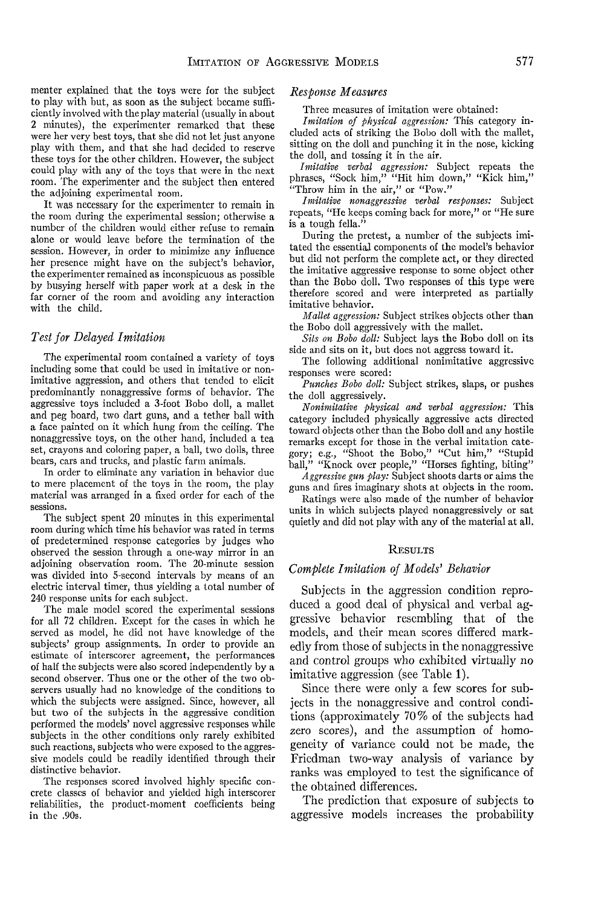menter explained that the toys were for the subject to play with but, as soon as the subject became sufficiently involved with the play material (usually in about 2 minutes), the experimenter remarked that these were her very best toys, that she did not let just anyone play with them, and that she had decided to reserve these toys for the other children. However, the subject could play with any of the toys that were in the next room. The experimenter and the subject then entered the adjoining experimental room.

It was necessary for the experimenter to remain in the room during the experimental session; otherwise a number of the children would either refuse to remain alone or would leave before the termination of the session. However, in order to minimize any influence her presence might have on the subject's behavior, the experimenter remained as inconspicuous as possible by busying herself with paper work at a desk in the far corner of the room and avoiding any interaction with the child.

### *Test for Delayed Imitation*

The experimental room contained a variety of toys including some that could be used in imitative or nonimitative aggression, and others that tended to elicit predominantly nonaggressive forms of behavior. The aggressive toys included a 3-foot Bobo doll, a mallet and peg board, two dart guns, and a tether ball with a face painted on it which hung from the ceiling. The nonaggressive toys, on the other hand, included a tea set, crayons and coloring paper, a ball, two dolls, three bears, cars and trucks, and plastic farm animals.

In order to eliminate any variation in behavior due to mere placement of the toys in the room, the play material was arranged in a fixed order for each of the sessions.

The subject spent 20 minutes in this experimental room during which time his behavior was rated in terms of predetermined response categories by judges who observed the session through a one-way mirror in an adjoining observation room. The 20-minute session was divided into 5-second intervals by means of an electric interval timer, thus yielding a total number of 240 response units for each subject.

The male model scored the experimental sessions for all 72 children. Except for the cases in which he served as model, he did not have knowledge of the subjects' group assignments. In order to provide an estimate of interscorer agreement, the performances of half the subjects were also scored independently by a second observer. Thus one or the other of the two observers usually had no knowledge of the conditions to which the subjects were assigned. Since, however, all but two of the subjects in the aggressive condition performed the models' novel aggressive responses while subjects in the other conditions only rarely exhibited such reactions, subjects who were exposed to the aggressive models could be readily identified through their distinctive behavior.

The responses scored involved highly specific concrete classes of behavior and yielded high interscorer reliabilities, the product-moment coefficients being in the .90s.

### *Response Measures*

Three measures of imitation were obtained:

*Imitation of physical aggression:* This category included acts of striking the Bobo doll with the mallet, sitting on the doll and punching it in the nose, kicking the doll, and tossing it in the air.

*Imitative verbal aggression:* Subject repeats the phrases, "Sock him," "Hit him down," "Kick him," "Throw him in the air," or "Pow."

*Imitative nonaggressive verbal responses:* Subject repeats, "He keeps coming back for more," or "He sure is a tough fella."

During the pretest, a number of the subjects imitated the essential components of the model's behavior but did not perform the complete act, or they directed the imitative aggressive response to some object other than the Bobo doll. Two responses of this type were therefore scored and were interpreted as partially imitative behavior.

*Mallet aggression:* Subject strikes objects other than the Bobo doll aggressively with the mallet.

*Sits on Bobo doll:* Subject lays the Bobo doll on its side and sits on it, but does not aggress toward it.

The following additional nonimitative aggressive responses were scored:

*Punches Bobo doll:* Subject strikes, slaps, or pushes the doll aggressively.

*Nonimitative physical and verbal aggression:* This category included physically aggressive acts directed toward objects other than the Bobo doll and any hostile remarks except for those in the verbal imitation category; e.g., "Shoot the Bobo," "Cut him," "Stupid ball," "Knock over people," "Horses fighting, biting"

*Aggressive gun play:* Subject shoots darts or aims the guns and fires imaginary shots at objects in the room.

Ratings were also made of the number of behavior units in which subjects played nonaggressively or sat quietly and did not play with any of the material at all.

## Results

### *Complete Imitation of Models' Behavior*

Subjects in the aggression condition reproduced a good deal of physical and verbal aggressive behavior resembling that of the models, and their mean scores differed markedly from those of subjects in the nonaggressive and control groups who exhibited virtually no imitative aggression (see Table 1).

Since there were only a few scores for subjects in the nonaggressive and control conditions (approximately 70% of the subjects had zero scores), and the assumption of homogeneity of variance could not be made, the Friedman two-way analysis of variance by ranks was employed to test the significance of the obtained differences.

The prediction that exposure of subjects to aggressive models increases the probability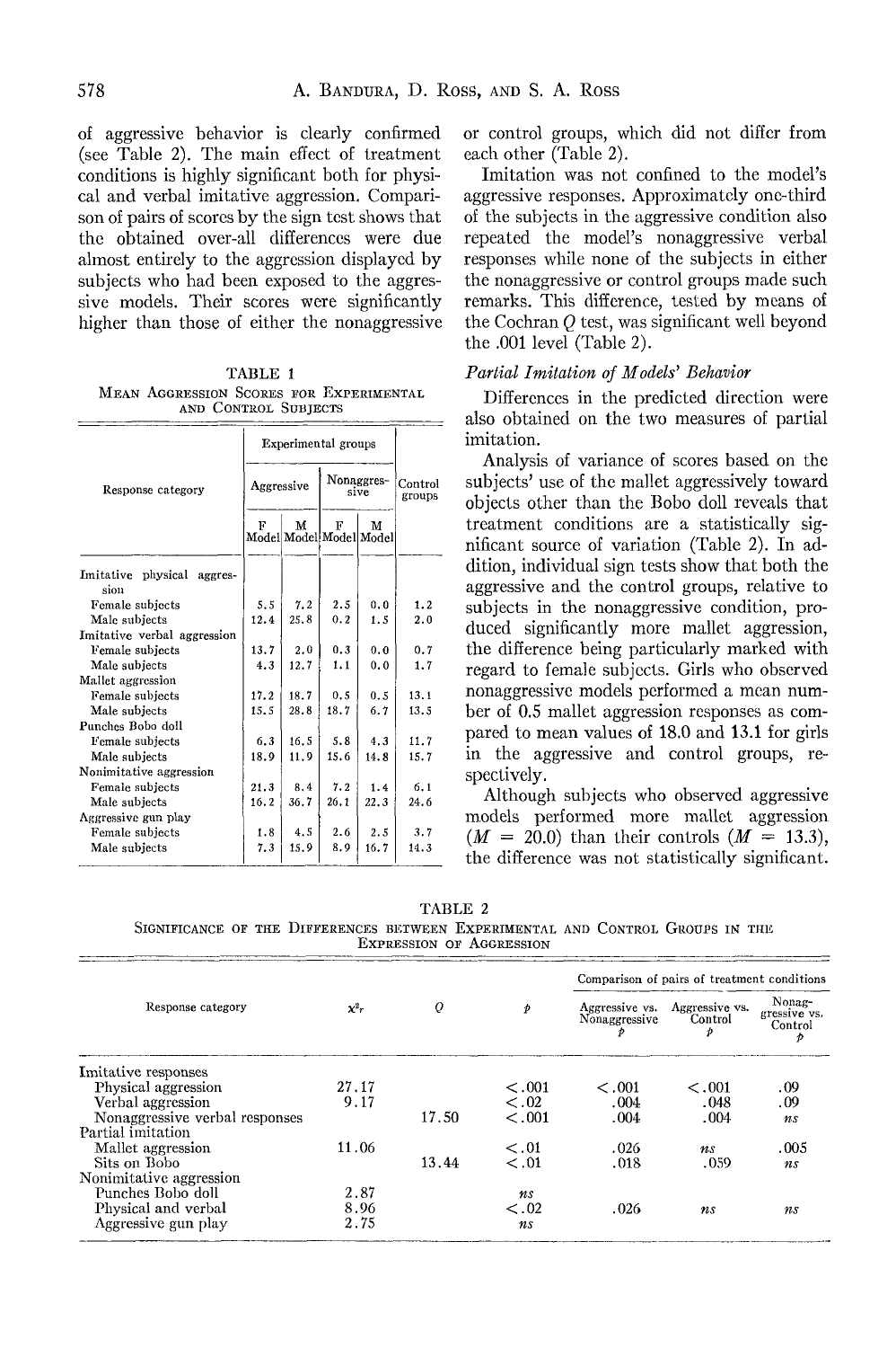of aggressive behavior is clearly confirmed (see Table 2). The main effect of treatment conditions is highly significant both for physical and verbal imitative aggression. Comparison of pairs of scores by the sign test shows that the obtained over-all differences were due almost entirely to the aggression displayed by subjects who had been exposed to the aggressive models. Their scores were significantly higher than those of either the nonaggressive or control groups, which did not differ from each other (Table 2).

TABLE 1
MEAN AGGRESSION SCORES FOR EXPERIMENTAL AND CONTROL SUBJECTS

| Response category | Experimental groups | | | | Control groups |
|---|---|---|---|---|---|
| | Aggressive | | Nonaggressive | | |
| | F Model | M Model | F Model | M Model | |
| Imitative physical aggression | | | | | |
| Female subjects | 5.5 | 7.2 | 2.5 | 0.0 | 1.2 |
| Male subjects | 12.4 | 25.8 | 0.2 | 1.5 | 2.0 |
| Imitative verbal aggression | | | | | |
| Female subjects | 13.7 | 2.0 | 0.3 | 0.0 | 0.7 |
| Male subjects | 4.3 | 12.7 | 1.1 | 0.0 | 1.7 |
| Mallet aggression | | | | | |
| Female subjects | 17.2 | 18.7 | 0.5 | 0.5 | 13.1 |
| Male subjects | 15.5 | 28.8 | 18.7 | 6.7 | 13.5 |
| Punches Bobo doll | | | | | |
| Female subjects | 6.3 | 16.5 | 5.8 | 4.3 | 11.7 |
| Male subjects | 18.9 | 11.9 | 15.6 | 14.8 | 15.7 |
| Nonimitative aggression | | | | | |
| Female subjects | 21.3 | 8.4 | 7.2 | 1.4 | 6.1 |
| Male subjects | 16.2 | 36.7 | 26.1 | 22.3 | 24.6 |
| Aggressive gun play | | | | | |
| Female subjects | 1.8 | 4.5 | 2.6 | 2.5 | 3.7 |
| Male subjects | 7.3 | 15.9 | 8.9 | 16.7 | 14.3 |

Imitation was not confined to the model's aggressive responses. Approximately one-third of the subjects in the aggressive condition also repeated the model's nonaggressive verbal responses while none of the subjects in either the nonaggressive or control groups made such remarks. This difference, tested by means of the Cochran $Q$ test, was significant well beyond the .001 level (Table 2).

*Partial Imitation of Models' Behavior*

Differences in the predicted direction were also obtained on the two measures of partial imitation.

Analysis of variance of scores based on the subjects' use of the mallet aggressively toward objects other than the Bobo doll reveals that treatment conditions are a statistically significant source of variation (Table 2). In addition, individual sign tests show that both the aggressive and the control groups, relative to subjects in the nonaggressive condition, produced significantly more mallet aggression, the difference being particularly marked with regard to female subjects. Girls who observed nonaggressive models performed a mean number of 0.5 mallet aggression responses as compared to mean values of 18.0 and 13.1 for girls in the aggressive and control groups, respectively.

Although subjects who observed aggressive models performed more mallet aggression ($M = 20.0$) than their controls ($M = 13.3$), the difference was not statistically significant.

TABLE 2
SIGNIFICANCE OF THE DIFFERENCES BETWEEN EXPERIMENTAL AND CONTROL GROUPS IN THE EXPRESSION OF AGGRESSION

| Response category | $\chi^2_r$ | $Q$ | $p$ | Comparison of pairs of treatment conditions | | |
|---|---|---|---|---|---|---|
| | | | | Aggressive vs. Nonaggressive $p$ | Aggressive vs. Control $p$ | Nonaggressive vs. Control $p$ |
| Imitative responses | | | | | | |
| Physical aggression | 27.17 | | <.001 | <.001 | <.001 | .09 |
| Verbal aggression | 9.17 | | <.02 | .004 | .048 | .09 |
| Nonaggressive verbal responses | | 17.50 | <.001 | .004 | .004 | *ns* |
| Partial imitation | | | | | | |
| Mallet aggression | 11.06 | | <.01 | .026 | *ns* | .005 |
| Sits on Bobo | | 13.44 | <.01 | .018 | .059 | *ns* |
| Nonimitative aggression | | | | | | |
| Punches Bobo doll | 2.87 | | *ns* | | | |
| Physical and verbal | 8.96 | | <.02 | .026 | *ns* | *ns* |
| Aggressive gun play | 2.75 | | *ns* | | | |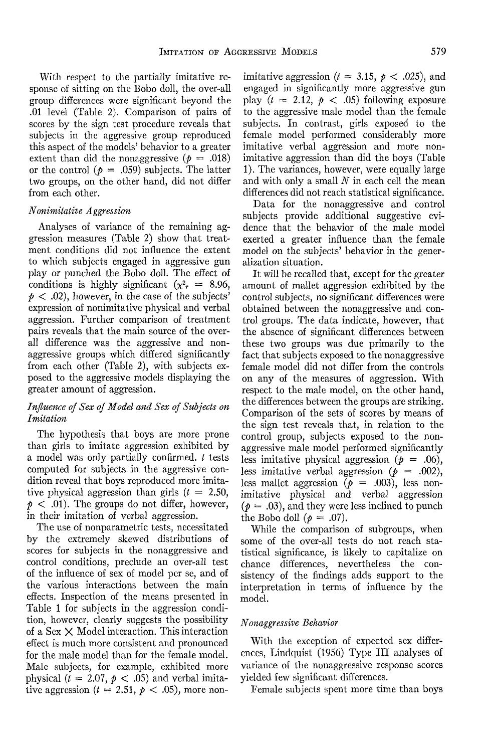With respect to the partially imitative response of sitting on the Bobo doll, the over-all group differences were significant beyond the .01 level (Table 2). Comparison of pairs of scores by the sign test procedure reveals that subjects in the aggressive group reproduced this aspect of the models' behavior to a greater extent than did the nonaggressive ($p = .018$) or the control ($p = .059$) subjects. The latter two groups, on the other hand, did not differ from each other.

### *Nonimitative Aggression*

Analyses of variance of the remaining aggression measures (Table 2) show that treatment conditions did not influence the extent to which subjects engaged in aggressive gun play or punched the Bobo doll. The effect of conditions is highly significant ($\chi^2_r = 8.96$, $p < .02$), however, in the case of the subjects' expression of nonimitative physical and verbal aggression. Further comparison of treatment pairs reveals that the main source of the over-all difference was the aggressive and nonaggressive groups which differed significantly from each other (Table 2), with subjects exposed to the aggressive models displaying the greater amount of aggression.

### *Influence of Sex of Model and Sex of Subjects on Imitation*

The hypothesis that boys are more prone than girls to imitate aggression exhibited by a model was only partially confirmed. $t$ tests computed for subjects in the aggressive condition reveal that boys reproduced more imitative physical aggression than girls ($t = 2.50$, $p < .01$). The groups do not differ, however, in their imitation of verbal aggression.

The use of nonparametric tests, necessitated by the extremely skewed distributions of scores for subjects in the nonaggressive and control conditions, preclude an over-all test of the influence of sex of model per se, and of the various interactions between the main effects. Inspection of the means presented in Table 1 for subjects in the aggression condition, however, clearly suggests the possibility of a Sex $\times$ Model interaction. This interaction effect is much more consistent and pronounced for the male model than for the female model. Male subjects, for example, exhibited more physical ($t = 2.07$, $p < .05$) and verbal imitative aggression ($t = 2.51$, $p < .05$), more nonimitative aggression ($t = 3.15$, $p < .025$), and engaged in significantly more aggressive gun play ($t = 2.12$, $p < .05$) following exposure to the aggressive male model than the female subjects. In contrast, girls exposed to the female model performed considerably more imitative verbal aggression and more nonimitative aggression than did the boys (Table 1). The variances, however, were equally large and with only a small $N$ in each cell the mean differences did not reach statistical significance.

Data for the nonaggressive and control subjects provide additional suggestive evidence that the behavior of the male model exerted a greater influence than the female model on the subjects' behavior in the generalization situation.

It will be recalled that, except for the greater amount of mallet aggression exhibited by the control subjects, no significant differences were obtained between the nonaggressive and control groups. The data indicate, however, that the absence of significant differences between these two groups was due primarily to the fact that subjects exposed to the nonaggressive female model did not differ from the controls on any of the measures of aggression. With respect to the male model, on the other hand, the differences between the groups are striking. Comparison of the sets of scores by means of the sign test reveals that, in relation to the control group, subjects exposed to the nonaggressive male model performed significantly less imitative physical aggression ($p = .06$), less imitative verbal aggression ($p = .002$), less mallet aggression ($p = .003$), less nonimitative physical and verbal aggression ($p = .03$), and they were less inclined to punch the Bobo doll ($p = .07$).

While the comparison of subgroups, when some of the over-all tests do not reach statistical significance, is likely to capitalize on chance differences, nevertheless the consistency of the findings adds support to the interpretation in terms of influence by the model.

### *Nonaggressive Behavior*

With the exception of expected sex differences, Lindquist (1956) Type III analyses of variance of the nonaggressive response scores yielded few significant differences.

Female subjects spent more time than boys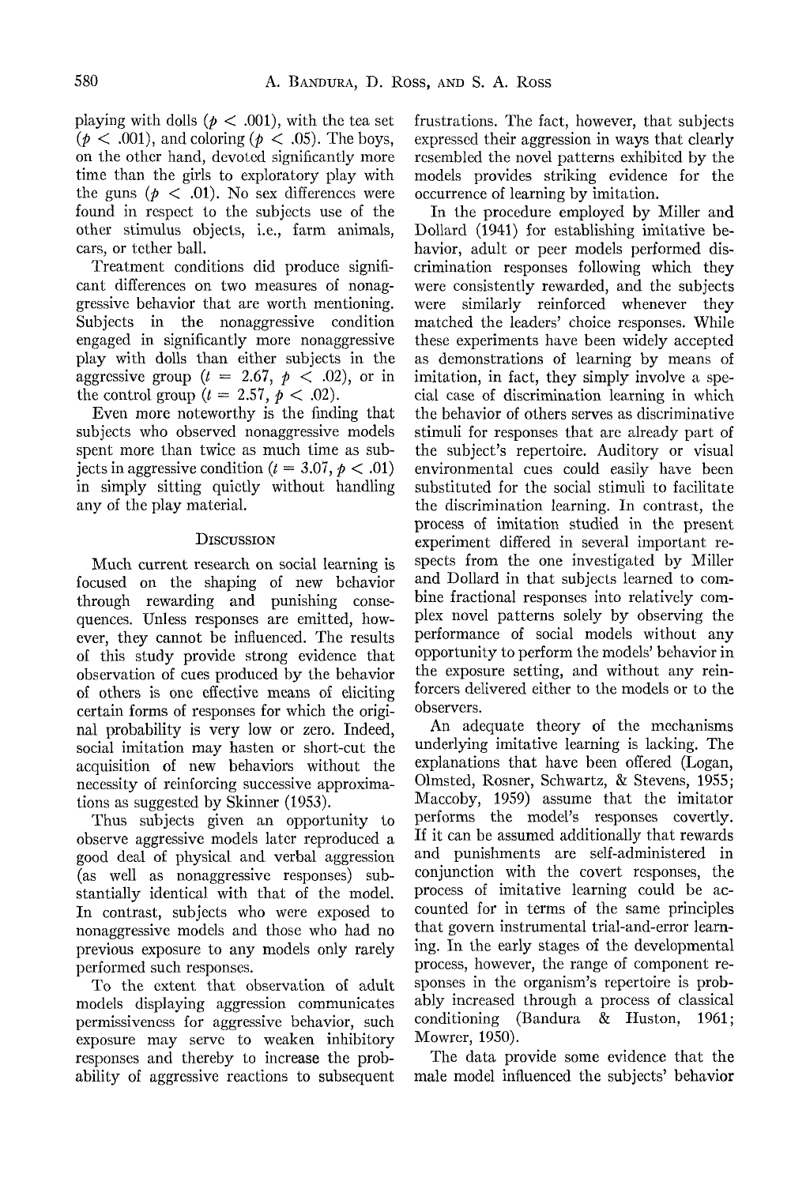playing with dolls ($p < .001$), with the tea set ($p < .001$), and coloring ($p < .05$). The boys, on the other hand, devoted significantly more time than the girls to exploratory play with the guns ($p < .01$). No sex differences were found in respect to the subjects use of the other stimulus objects, i.e., farm animals, cars, or tether ball.

Treatment conditions did produce significant differences on two measures of nonaggressive behavior that are worth mentioning. Subjects in the nonaggressive condition engaged in significantly more nonaggressive play with dolls than either subjects in the aggressive group ($t = 2.67$, $p < .02$), or in the control group ($t = 2.57$, $p < .02$).

Even more noteworthy is the finding that subjects who observed nonaggressive models spent more than twice as much time as subjects in aggressive condition ($t = 3.07$, $p < .01$) in simply sitting quietly without handling any of the play material.

## Discussion

Much current research on social learning is focused on the shaping of new behavior through rewarding and punishing consequences. Unless responses are emitted, however, they cannot be influenced. The results of this study provide strong evidence that observation of cues produced by the behavior of others is one effective means of eliciting certain forms of responses for which the original probability is very low or zero. Indeed, social imitation may hasten or short-cut the acquisition of new behaviors without the necessity of reinforcing successive approximations as suggested by Skinner (1953).

Thus subjects given an opportunity to observe aggressive models later reproduced a good deal of physical and verbal aggression (as well as nonaggressive responses) substantially identical with that of the model. In contrast, subjects who were exposed to nonaggressive models and those who had no previous exposure to any models only rarely performed such responses.

To the extent that observation of adult models displaying aggression communicates permissiveness for aggressive behavior, such exposure may serve to weaken inhibitory responses and thereby to increase the probability of aggressive reactions to subsequent frustrations. The fact, however, that subjects expressed their aggression in ways that clearly resembled the novel patterns exhibited by the models provides striking evidence for the occurrence of learning by imitation.

In the procedure employed by Miller and Dollard (1941) for establishing imitative behavior, adult or peer models performed discrimination responses following which they were consistently rewarded, and the subjects were similarly reinforced whenever they matched the leaders' choice responses. While these experiments have been widely accepted as demonstrations of learning by means of imitation, in fact, they simply involve a special case of discrimination learning in which the behavior of others serves as discriminative stimuli for responses that are already part of the subject's repertoire. Auditory or visual environmental cues could easily have been substituted for the social stimuli to facilitate the discrimination learning. In contrast, the process of imitation studied in the present experiment differed in several important respects from the one investigated by Miller and Dollard in that subjects learned to combine fractional responses into relatively complex novel patterns solely by observing the performance of social models without any opportunity to perform the models' behavior in the exposure setting, and without any reinforcers delivered either to the models or to the observers.

An adequate theory of the mechanisms underlying imitative learning is lacking. The explanations that have been offered (Logan, Olmsted, Rosner, Schwartz, & Stevens, 1955; Maccoby, 1959) assume that the imitator performs the model's responses covertly. If it can be assumed additionally that rewards and punishments are self-administered in conjunction with the covert responses, the process of imitative learning could be accounted for in terms of the same principles that govern instrumental trial-and-error learning. In the early stages of the developmental process, however, the range of component responses in the organism's repertoire is probably increased through a process of classical conditioning (Bandura & Huston, 1961; Mowrer, 1950).

The data provide some evidence that the male model influenced the subjects' behavior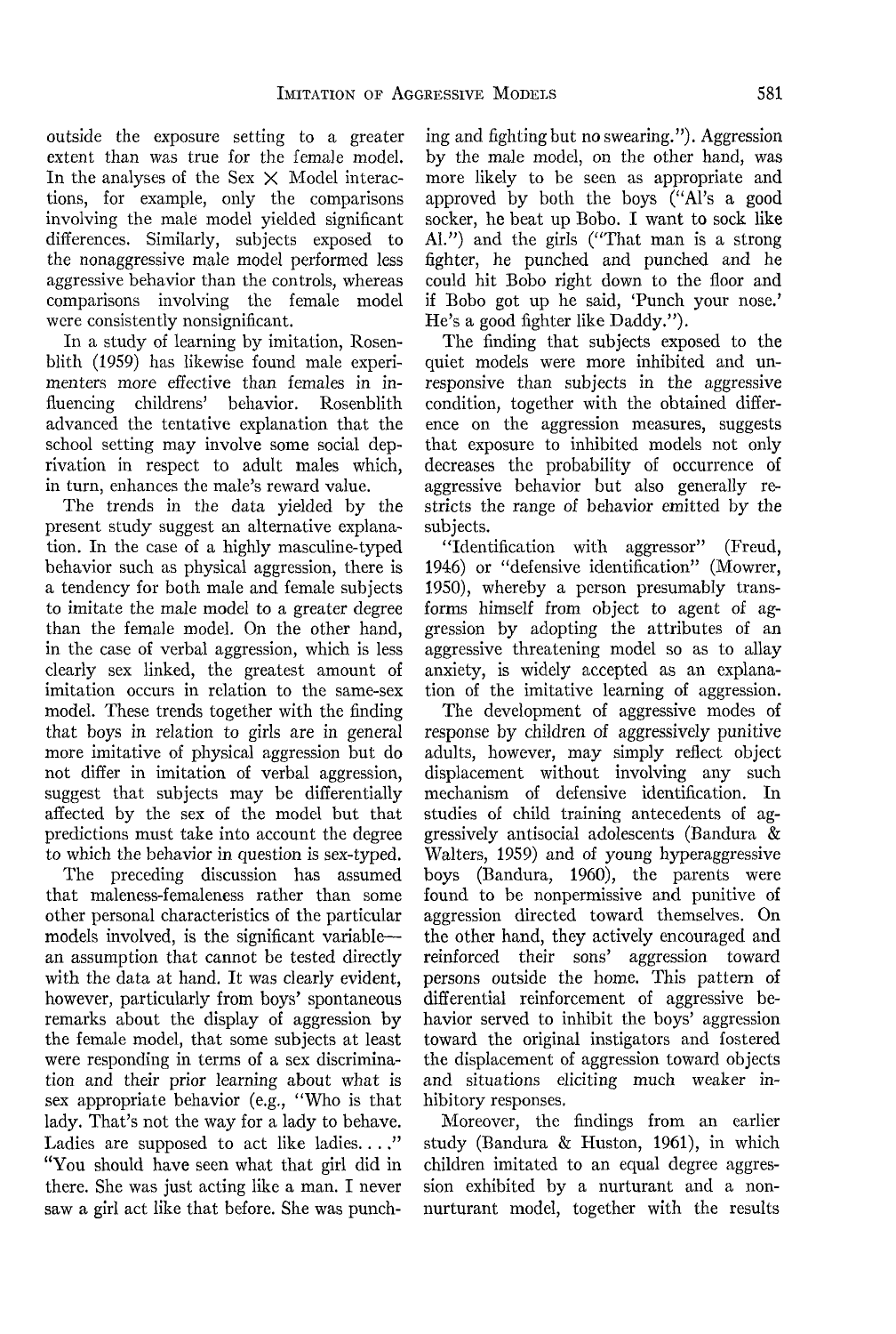outside the exposure setting to a greater extent than was true for the female model. In the analyses of the Sex × Model interactions, for example, only the comparisons involving the male model yielded significant differences. Similarly, subjects exposed to the nonaggressive male model performed less aggressive behavior than the controls, whereas comparisons involving the female model were consistently nonsignificant.

In a study of learning by imitation, Rosenblith (1959) has likewise found male experimenters more effective than females in influencing childrens' behavior. Rosenblith advanced the tentative explanation that the school setting may involve some social deprivation in respect to adult males which, in turn, enhances the male's reward value.

The trends in the data yielded by the present study suggest an alternative explanation. In the case of a highly masculine-typed behavior such as physical aggression, there is a tendency for both male and female subjects to imitate the male model to a greater degree than the female model. On the other hand, in the case of verbal aggression, which is less clearly sex linked, the greatest amount of imitation occurs in relation to the same-sex model. These trends together with the finding that boys in relation to girls are in general more imitative of physical aggression but do not differ in imitation of verbal aggression, suggest that subjects may be differentially affected by the sex of the model but that predictions must take into account the degree to which the behavior in question is sex-typed.

The preceding discussion has assumed that maleness-femaleness rather than some other personal characteristics of the particular models involved, is the significant variable—an assumption that cannot be tested directly with the data at hand. It was clearly evident, however, particularly from boys' spontaneous remarks about the display of aggression by the female model, that some subjects at least were responding in terms of a sex discrimination and their prior learning about what is sex appropriate behavior (e.g., "Who is that lady. That's not the way for a lady to behave. Ladies are supposed to act like ladies. . . ." "You should have seen what that girl did in there. She was just acting like a man. I never saw a girl act like that before. She was punching and fighting but no swearing."). Aggression by the male model, on the other hand, was more likely to be seen as appropriate and approved by both the boys ("Al's a good socker, he beat up Bobo. I want to sock like Al.") and the girls ("That man is a strong fighter, he punched and punched and he could hit Bobo right down to the floor and if Bobo got up he said, 'Punch your nose.' He's a good fighter like Daddy.").

The finding that subjects exposed to the quiet models were more inhibited and unresponsive than subjects in the aggressive condition, together with the obtained difference on the aggression measures, suggests that exposure to inhibited models not only decreases the probability of occurrence of aggressive behavior but also generally restricts the range of behavior emitted by the subjects.

"Identification with aggressor" (Freud, 1946) or "defensive identification" (Mowrer, 1950), whereby a person presumably transforms himself from object to agent of aggression by adopting the attributes of an aggressive threatening model so as to allay anxiety, is widely accepted as an explanation of the imitative learning of aggression.

The development of aggressive modes of response by children of aggressively punitive adults, however, may simply reflect object displacement without involving any such mechanism of defensive identification. In studies of child training antecedents of aggressively antisocial adolescents (Bandura & Walters, 1959) and of young hyperaggressive boys (Bandura, 1960), the parents were found to be nonpermissive and punitive of aggression directed toward themselves. On the other hand, they actively encouraged and reinforced their sons' aggression toward persons outside the home. This pattern of differential reinforcement of aggressive behavior served to inhibit the boys' aggression toward the original instigators and fostered the displacement of aggression toward objects and situations eliciting much weaker inhibitory responses.

Moreover, the findings from an earlier study (Bandura & Huston, 1961), in which children imitated to an equal degree aggression exhibited by a nurturant and a nonnurturant model, together with the results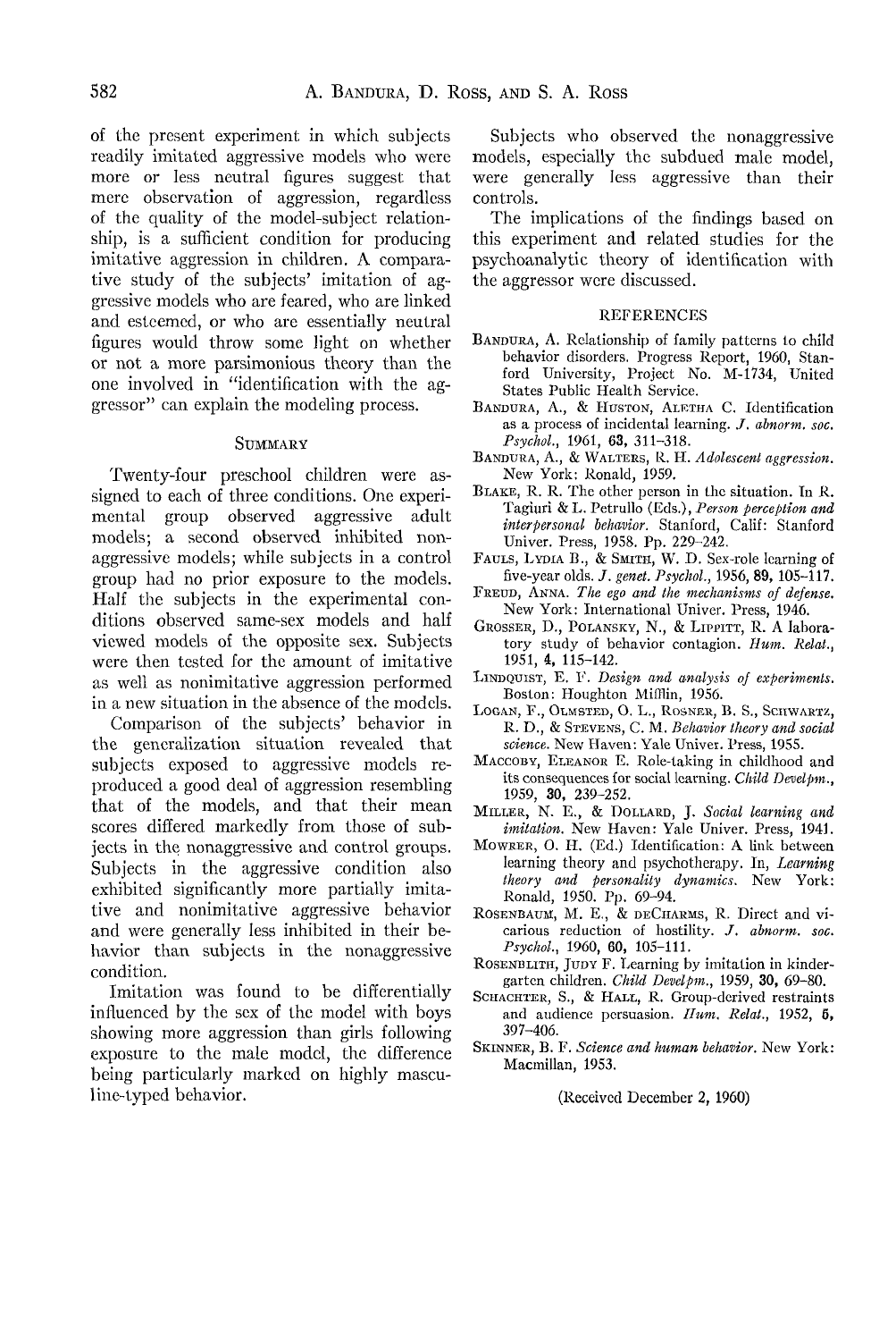of the present experiment in which subjects readily imitated aggressive models who were more or less neutral figures suggest that mere observation of aggression, regardless of the quality of the model-subject relationship, is a sufficient condition for producing imitative aggression in children. A comparative study of the subjects' imitation of aggressive models who are feared, who are linked and esteemed, or who are essentially neutral figures would throw some light on whether or not a more parsimonious theory than the one involved in "identification with the aggressor" can explain the modeling process.

## Summary

Twenty-four preschool children were assigned to each of three conditions. One experimental group observed aggressive adult models; a second observed inhibited nonaggressive models; while subjects in a control group had no prior exposure to the models. Half the subjects in the experimental conditions observed same-sex models and half viewed models of the opposite sex. Subjects were then tested for the amount of imitative as well as nonimitative aggression performed in a new situation in the absence of the models.

Comparison of the subjects' behavior in the generalization situation revealed that subjects exposed to aggressive models reproduced a good deal of aggression resembling that of the models, and that their mean scores differed markedly from those of subjects in the nonaggressive and control groups. Subjects in the aggressive condition also exhibited significantly more partially imitative and nonimitative aggressive behavior and were generally less inhibited in their behavior than subjects in the nonaggressive condition.

Imitation was found to be differentially influenced by the sex of the model with boys showing more aggression than girls following exposure to the male model, the difference being particularly marked on highly masculine-typed behavior.

Subjects who observed the nonaggressive models, especially the subdued male model, were generally less aggressive than their controls.

The implications of the findings based on this experiment and related studies for the psychoanalytic theory of identification with the aggressor were discussed.

## References

Bandura, A. Relationship of family patterns to child behavior disorders. Progress Report, 1960, Stanford University, Project No. M-1734, United States Public Health Service.

Bandura, A., & Huston, Aletha C. Identification as a process of incidental learning. *J. abnorm. soc. Psychol.*, 1961, **63**, 311–318.

Bandura, A., & Walters, R. H. *Adolescent aggression.* New York: Ronald, 1959.

Blake, R. R. The other person in the situation. In R. Tagiuri & L. Petrullo (Eds.), *Person perception and interpersonal behavior.* Stanford, Calif: Stanford Univer. Press, 1958. Pp. 229–242.

Fauls, Lydia B., & Smith, W. D. Sex-role learning of five-year olds. *J. genet. Psychol.*, 1956, **89**, 105–117.

Freud, Anna. *The ego and the mechanisms of defense.* New York: International Univer. Press, 1946.

Grosser, D., Polansky, N., & Lippitt, R. A laboratory study of behavior contagion. *Hum. Relat.*, 1951, **4**, 115–142.

Lindquist, E. F. *Design and analysis of experiments.* Boston: Houghton Mifflin, 1956.

Logan, F., Olmsted, O. L., Rosner, B. S., Schwartz, R. D., & Stevens, C. M. *Behavior theory and social science.* New Haven: Yale Univer. Press, 1955.

Maccoby, Eleanor E. Role-taking in childhood and its consequences for social learning. *Child Develpm.*, 1959, **30**, 239–252.

Miller, N. E., & Dollard, J. *Social learning and imitation.* New Haven: Yale Univer. Press, 1941.

Mowrer, O. H. (Ed.) Identification: A link between learning theory and psychotherapy. In, *Learning theory and personality dynamics.* New York: Ronald, 1950. Pp. 69–94.

Rosenbaum, M. E., & deCharms, R. Direct and vicarious reduction of hostility. *J. abnorm. soc. Psychol.*, 1960, **60**, 105–111.

Rosenblith, Judy F. Learning by imitation in kindergarten children. *Child Develpm.*, 1959, **30**, 69–80.

Schachter, S., & Hall, R. Group-derived restraints and audience persuasion. *Hum. Relat.*, 1952, **5**, 397–406.

Skinner, B. F. *Science and human behavior.* New York: Macmillan, 1953.

(Received December 2, 1960)